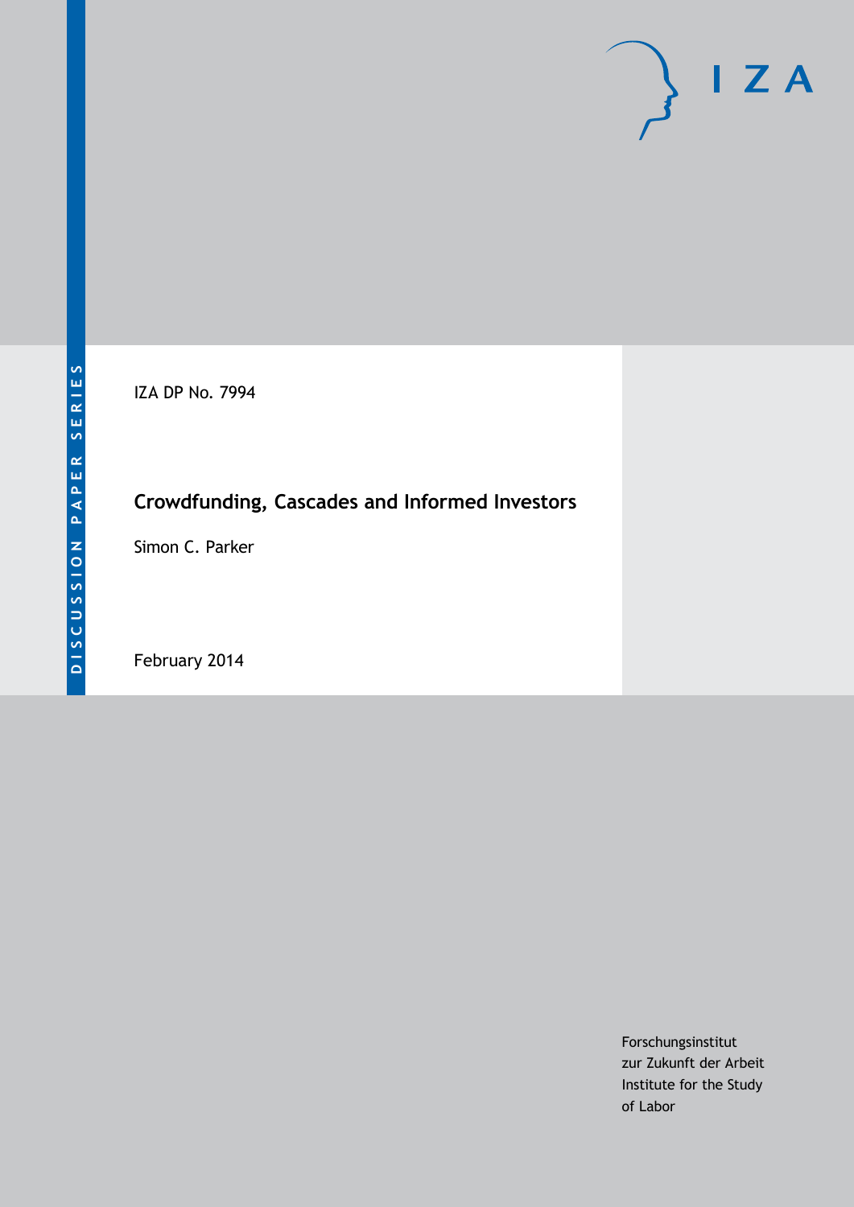DISCUSSION PAPER SERIES

IZA

IZA DP No. 7994

# Crowdfunding, Cascades and Informed Investors

Simon C. Parker

February 2014

Forschungsinstitut
zur Zukunft der Arbeit
Institute for the Study
of Labor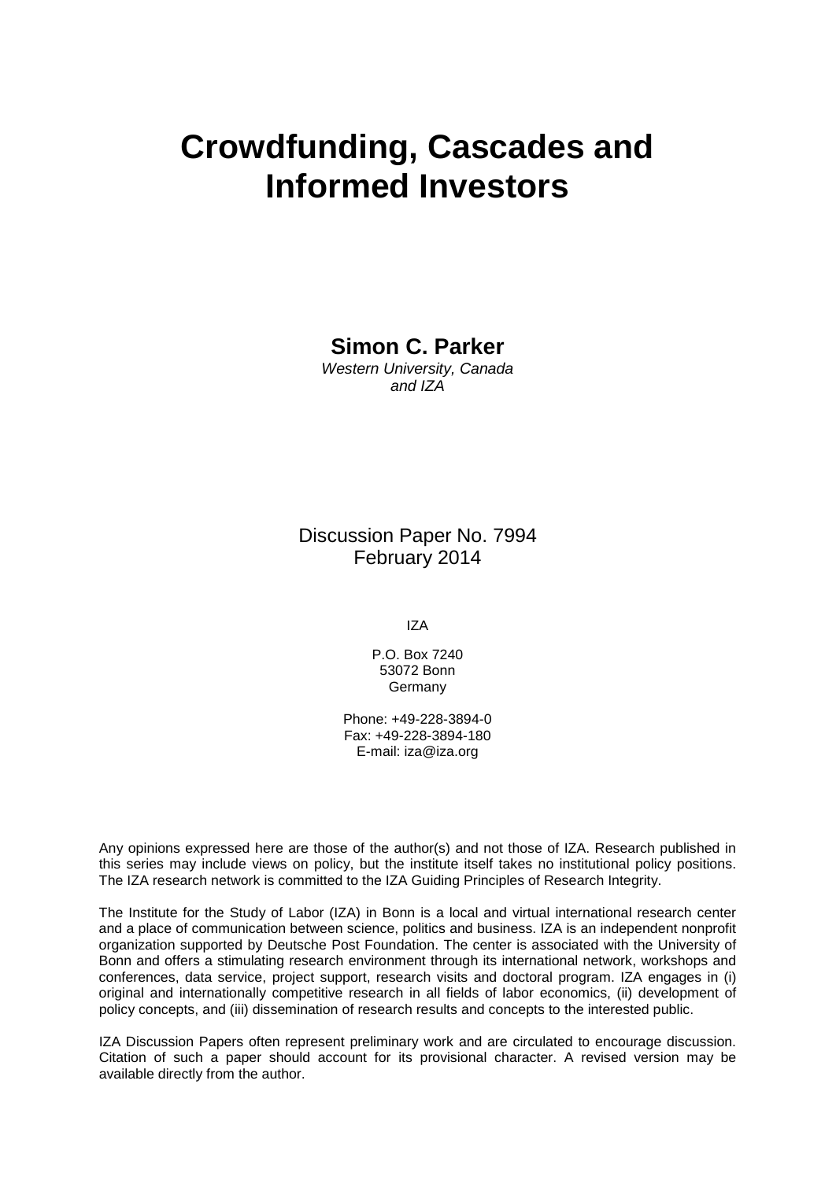# Crowdfunding, Cascades and Informed Investors

**Simon C. Parker**
*Western University, Canada and IZA*

Discussion Paper No. 7994
February 2014

IZA

P.O. Box 7240
53072 Bonn
Germany

Phone: +49-228-3894-0
Fax: +49-228-3894-180
E-mail: iza@iza.org

Any opinions expressed here are those of the author(s) and not those of IZA. Research published in this series may include views on policy, but the institute itself takes no institutional policy positions. The IZA research network is committed to the IZA Guiding Principles of Research Integrity.

The Institute for the Study of Labor (IZA) in Bonn is a local and virtual international research center and a place of communication between science, politics and business. IZA is an independent nonprofit organization supported by Deutsche Post Foundation. The center is associated with the University of Bonn and offers a stimulating research environment through its international network, workshops and conferences, data service, project support, research visits and doctoral program. IZA engages in (i) original and internationally competitive research in all fields of labor economics, (ii) development of policy concepts, and (iii) dissemination of research results and concepts to the interested public.

IZA Discussion Papers often represent preliminary work and are circulated to encourage discussion. Citation of such a paper should account for its provisional character. A revised version may be available directly from the author.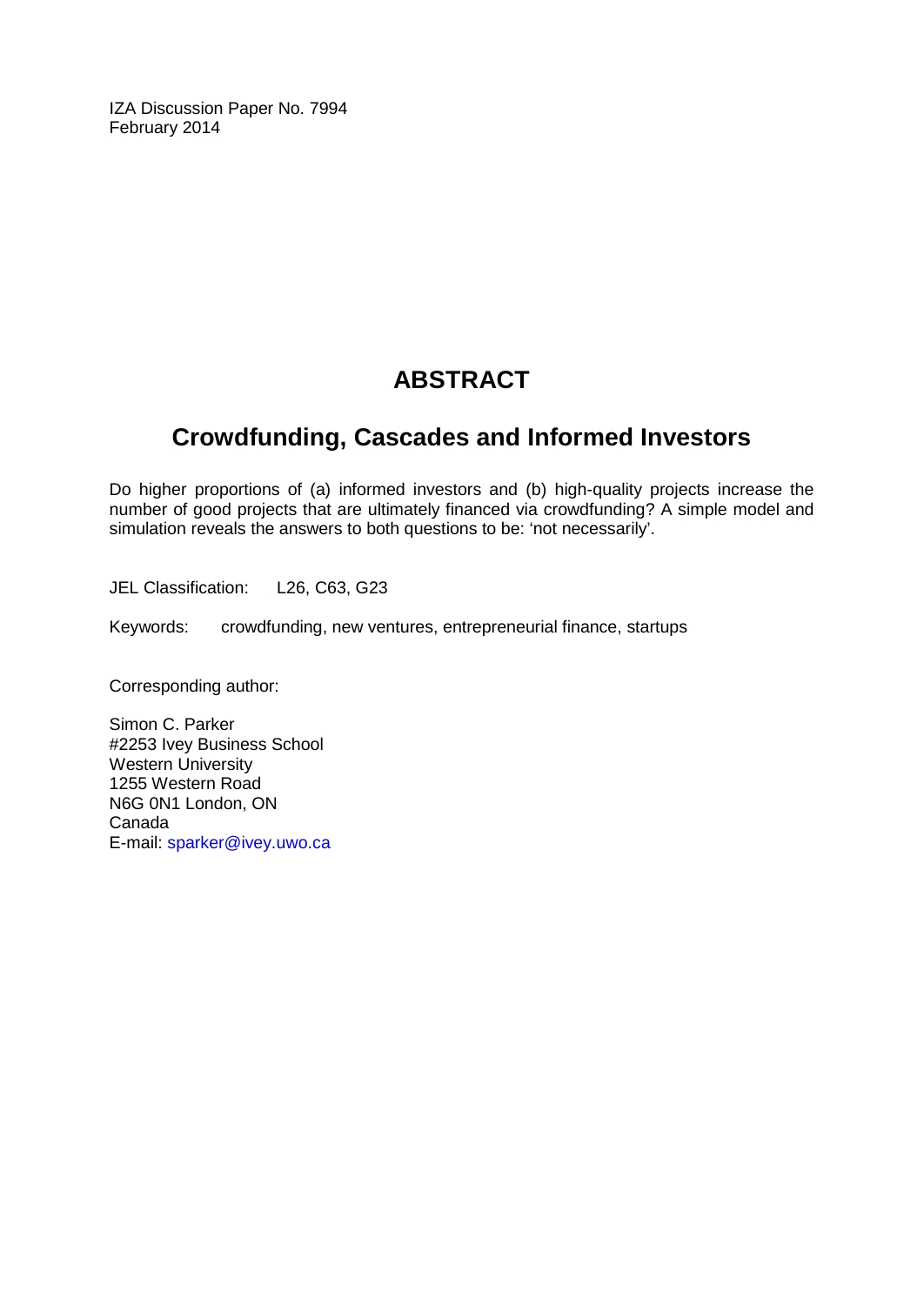IZA Discussion Paper No. 7994
February 2014

# ABSTRACT

## Crowdfunding, Cascades and Informed Investors

Do higher proportions of (a) informed investors and (b) high-quality projects increase the number of good projects that are ultimately financed via crowdfunding? A simple model and simulation reveals the answers to both questions to be: 'not necessarily'.

JEL Classification: L26, C63, G23

Keywords: crowdfunding, new ventures, entrepreneurial finance, startups

Corresponding author:

Simon C. Parker
#2253 Ivey Business School
Western University
1255 Western Road
N6G 0N1 London, ON
Canada
E-mail: sparker@ivey.uwo.ca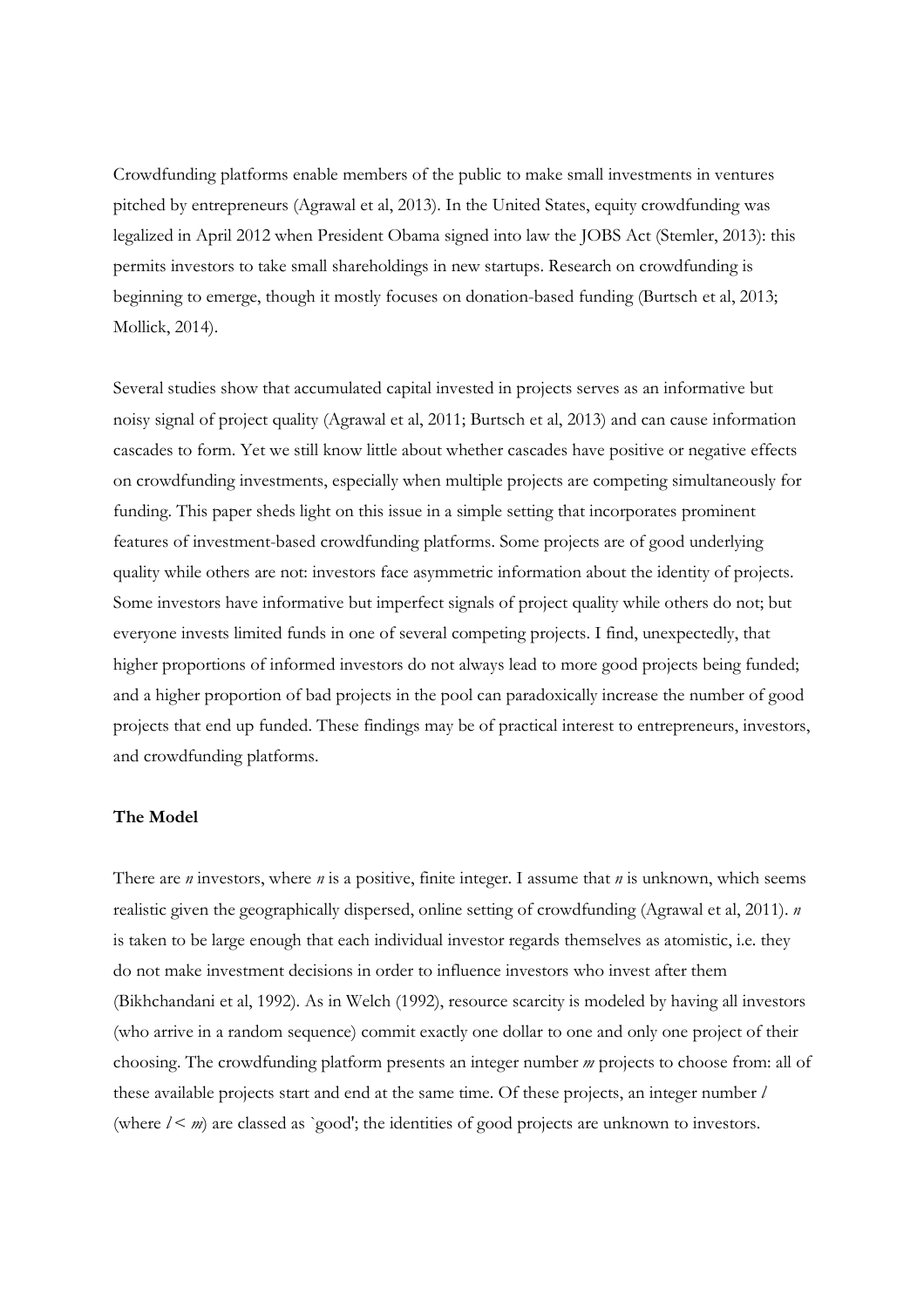Crowdfunding platforms enable members of the public to make small investments in ventures pitched by entrepreneurs (Agrawal et al, 2013). In the United States, equity crowdfunding was legalized in April 2012 when President Obama signed into law the JOBS Act (Stemler, 2013): this permits investors to take small shareholdings in new startups. Research on crowdfunding is beginning to emerge, though it mostly focuses on donation-based funding (Burtsch et al, 2013; Mollick, 2014).

Several studies show that accumulated capital invested in projects serves as an informative but noisy signal of project quality (Agrawal et al, 2011; Burtsch et al, 2013) and can cause information cascades to form. Yet we still know little about whether cascades have positive or negative effects on crowdfunding investments, especially when multiple projects are competing simultaneously for funding. This paper sheds light on this issue in a simple setting that incorporates prominent features of investment-based crowdfunding platforms. Some projects are of good underlying quality while others are not: investors face asymmetric information about the identity of projects. Some investors have informative but imperfect signals of project quality while others do not; but everyone invests limited funds in one of several competing projects. I find, unexpectedly, that higher proportions of informed investors do not always lead to more good projects being funded; and a higher proportion of bad projects in the pool can paradoxically increase the number of good projects that end up funded. These findings may be of practical interest to entrepreneurs, investors, and crowdfunding platforms.

**The Model**

There are $n$ investors, where $n$ is a positive, finite integer. I assume that $n$ is unknown, which seems realistic given the geographically dispersed, online setting of crowdfunding (Agrawal et al, 2011). $n$ is taken to be large enough that each individual investor regards themselves as atomistic, i.e. they do not make investment decisions in order to influence investors who invest after them (Bikhchandani et al, 1992). As in Welch (1992), resource scarcity is modeled by having all investors (who arrive in a random sequence) commit exactly one dollar to one and only one project of their choosing. The crowdfunding platform presents an integer number $m$ projects to choose from: all of these available projects start and end at the same time. Of these projects, an integer number $l$ (where $l < m$) are classed as `good'; the identities of good projects are unknown to investors.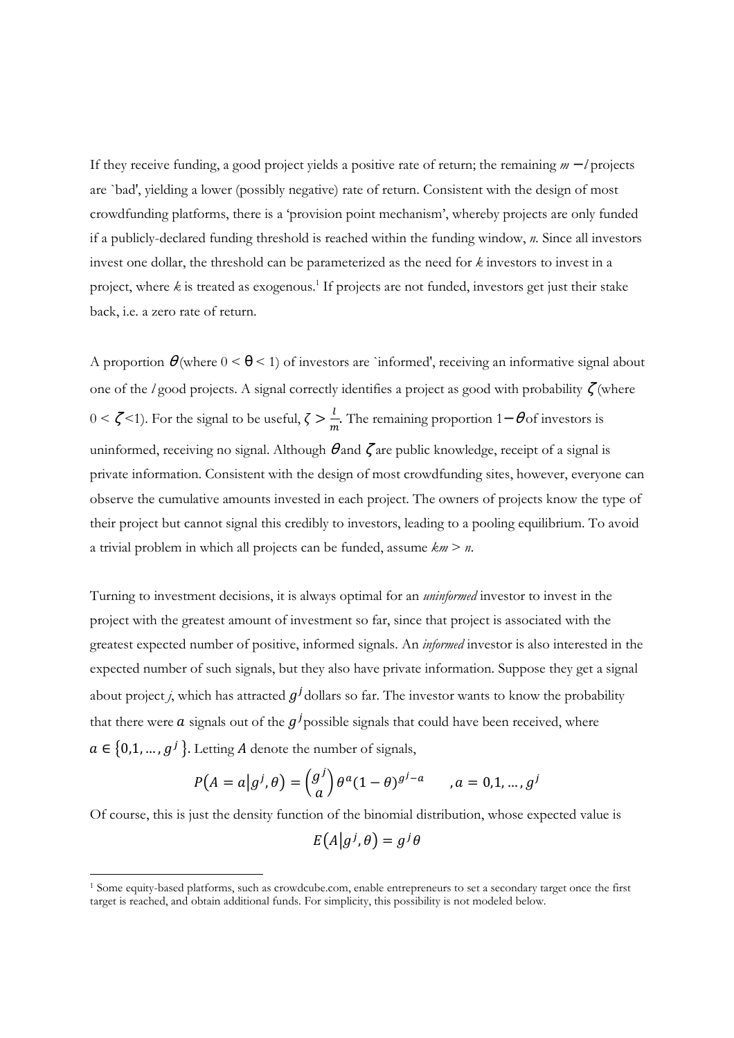If they receive funding, a good project yields a positive rate of return; the remaining $m - l$ projects are `bad', yielding a lower (possibly negative) rate of return. Consistent with the design of most crowdfunding platforms, there is a 'provision point mechanism', whereby projects are only funded if a publicly-declared funding threshold is reached within the funding window, $n$. Since all investors invest one dollar, the threshold can be parameterized as the need for $k$ investors to invest in a project, where $k$ is treated as exogenous.[1] If projects are not funded, investors get just their stake back, i.e. a zero rate of return.

A proportion $\theta$ (where $0 < \theta < 1$) of investors are `informed', receiving an informative signal about one of the $l$ good projects. A signal correctly identifies a project as good with probability $\zeta$ (where $0 < \zeta < 1$). For the signal to be useful, $\zeta > \frac{l}{m}$. The remaining proportion $1 - \theta$ of investors is uninformed, receiving no signal. Although $\theta$ and $\zeta$ are public knowledge, receipt of a signal is private information. Consistent with the design of most crowdfunding sites, however, everyone can observe the cumulative amounts invested in each project. The owners of projects know the type of their project but cannot signal this credibly to investors, leading to a pooling equilibrium. To avoid a trivial problem in which all projects can be funded, assume $km > n$.

Turning to investment decisions, it is always optimal for an *uninformed* investor to invest in the project with the greatest amount of investment so far, since that project is associated with the greatest expected number of positive, informed signals. An *informed* investor is also interested in the expected number of such signals, but they also have private information. Suppose they get a signal about project $j$, which has attracted $g^j$ dollars so far. The investor wants to know the probability that there were $a$ signals out of the $g^j$ possible signals that could have been received, where $a \in \{0, 1, \ldots, g^j\}$. Letting $A$ denote the number of signals,

$$P(A = a | g^j, \theta) = \binom{g^j}{a} \theta^a (1 - \theta)^{g^j - a} \qquad , a = 0, 1, \ldots, g^j$$

Of course, this is just the density function of the binomial distribution, whose expected value is

$$E(A | g^j, \theta) = g^j \theta$$

[1] Some equity-based platforms, such as crowdcube.com, enable entrepreneurs to set a secondary target once the first target is reached, and obtain additional funds. For simplicity, this possibility is not modeled below.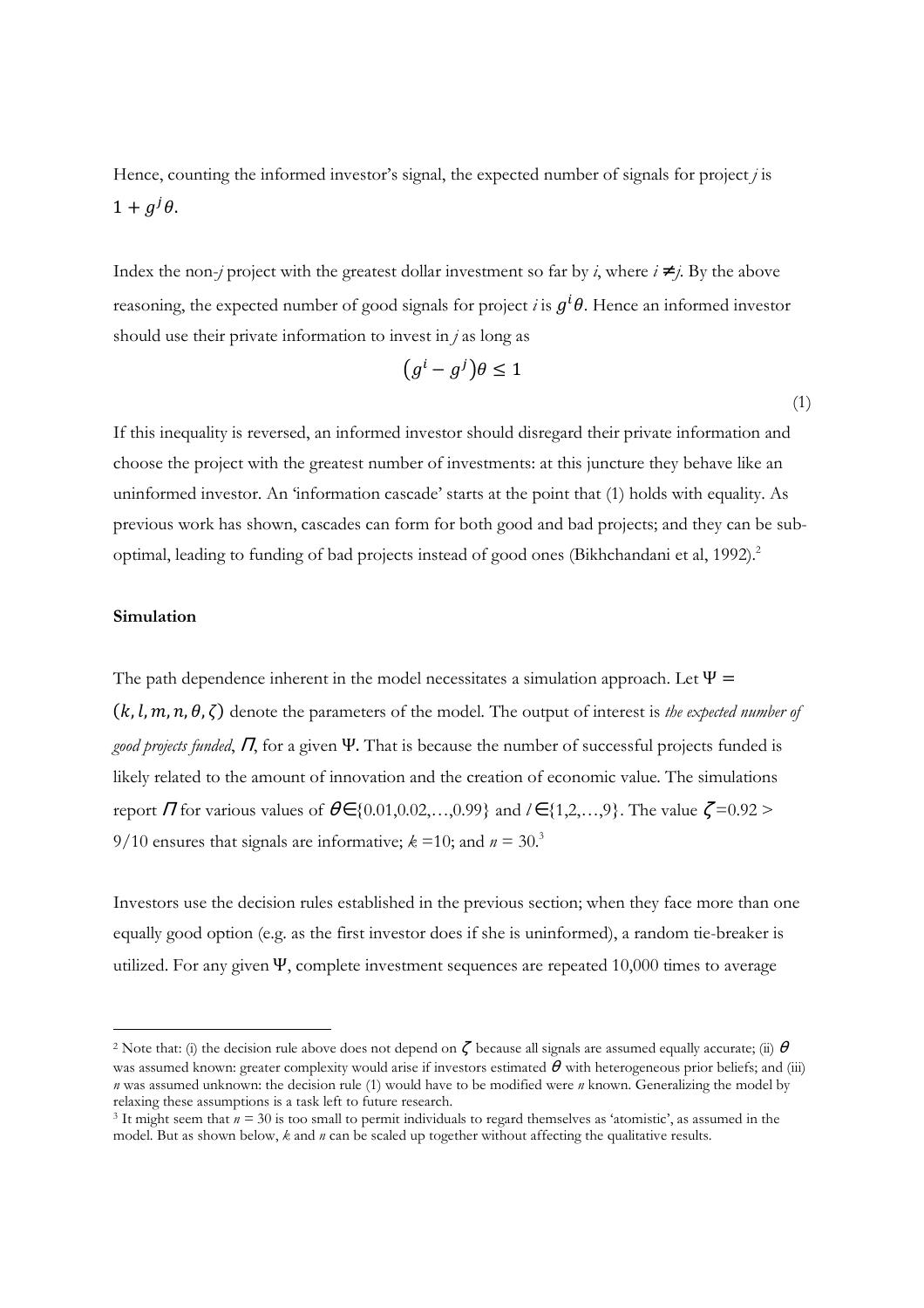Hence, counting the informed investor's signal, the expected number of signals for project *j* is $1 + g^j\theta$.

Index the non-*j* project with the greatest dollar investment so far by *i*, where $i \neq j$. By the above reasoning, the expected number of good signals for project *i* is $g^i\theta$. Hence an informed investor should use their private information to invest in *j* as long as

$$\left(g^i - g^j\right)\theta \leq 1 \tag{1}$$

If this inequality is reversed, an informed investor should disregard their private information and choose the project with the greatest number of investments: at this juncture they behave like an uninformed investor. An 'information cascade' starts at the point that (1) holds with equality. As previous work has shown, cascades can form for both good and bad projects; and they can be sub-optimal, leading to funding of bad projects instead of good ones (Bikhchandani et al, 1992).[2]

**Simulation**

The path dependence inherent in the model necessitates a simulation approach. Let $\Psi = (k, l, m, n, \theta, \zeta)$ denote the parameters of the model. The output of interest is *the expected number of good projects funded*, $\Pi$, for a given $\Psi$. That is because the number of successful projects funded is likely related to the amount of innovation and the creation of economic value. The simulations report $\Pi$ for various values of $\theta \in \{0.01, 0.02, \ldots, 0.99\}$ and $l \in \{1, 2, \ldots, 9\}$. The value $\zeta = 0.92 > 9/10$ ensures that signals are informative; $k = 10$; and $n = 30$.[3]

Investors use the decision rules established in the previous section; when they face more than one equally good option (e.g. as the first investor does if she is uninformed), a random tie-breaker is utilized. For any given $\Psi$, complete investment sequences are repeated 10,000 times to average

---

[2] Note that: (i) the decision rule above does not depend on $\zeta$ because all signals are assumed equally accurate; (ii) $\theta$ was assumed known: greater complexity would arise if investors estimated $\theta$ with heterogeneous prior beliefs; and (iii) $n$ was assumed unknown: the decision rule (1) would have to be modified were $n$ known. Generalizing the model by relaxing these assumptions is a task left to future research.

[3] It might seem that $n = 30$ is too small to permit individuals to regard themselves as 'atomistic', as assumed in the model. But as shown below, $k$ and $n$ can be scaled up together without affecting the qualitative results.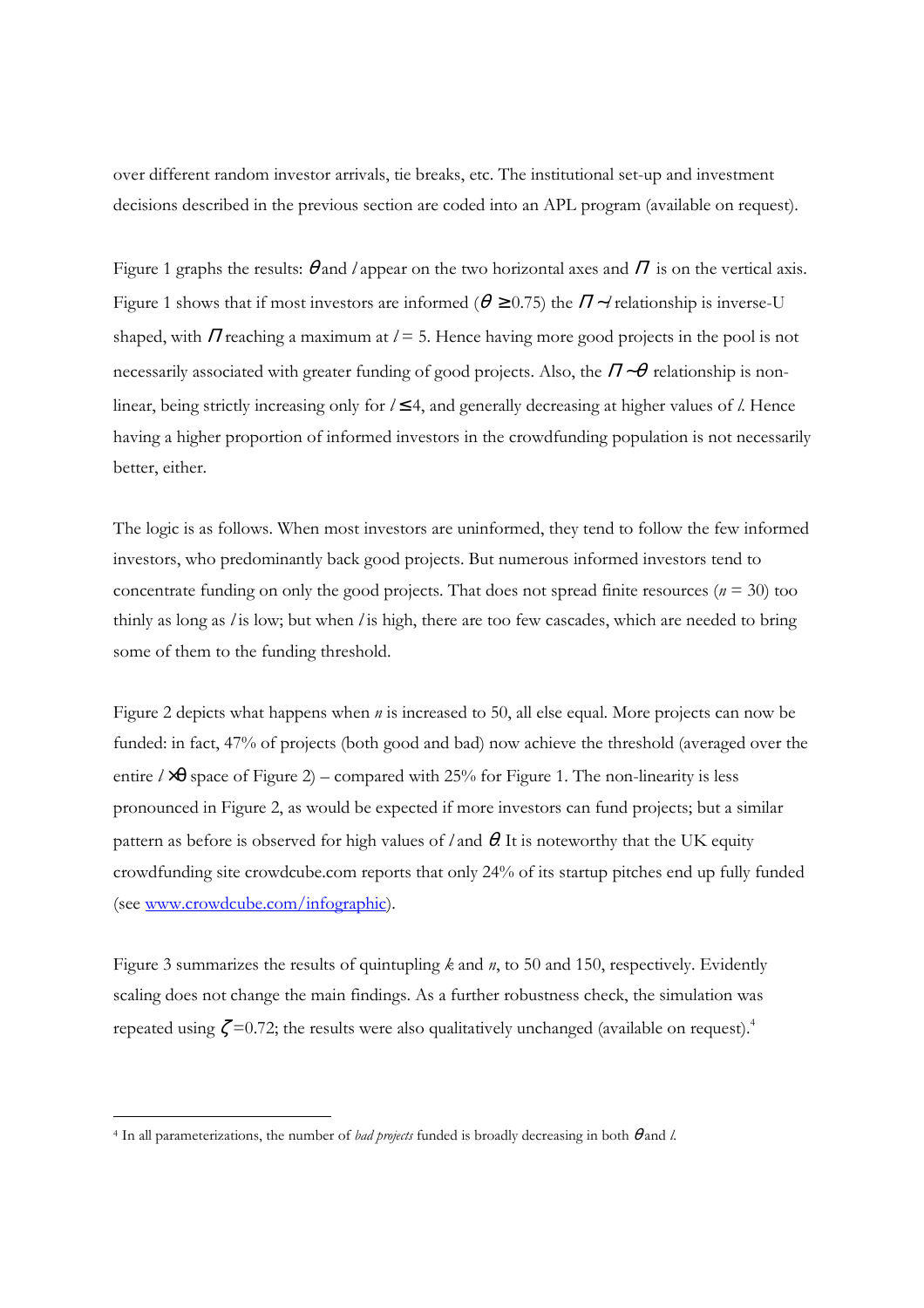over different random investor arrivals, tie breaks, etc. The institutional set-up and investment decisions described in the previous section are coded into an APL program (available on request).

Figure 1 graphs the results: $\theta$ and $l$ appear on the two horizontal axes and $\Pi$ is on the vertical axis. Figure 1 shows that if most investors are informed ($\theta \geq 0.75$) the $\Pi \sim l$ relationship is inverse-U shaped, with $\Pi$ reaching a maximum at $l = 5$. Hence having more good projects in the pool is not necessarily associated with greater funding of good projects. Also, the $\Pi \sim \theta$ relationship is non-linear, being strictly increasing only for $l \leq 4$, and generally decreasing at higher values of $l$. Hence having a higher proportion of informed investors in the crowdfunding population is not necessarily better, either.

The logic is as follows. When most investors are uninformed, they tend to follow the few informed investors, who predominantly back good projects. But numerous informed investors tend to concentrate funding on only the good projects. That does not spread finite resources ($n = 30$) too thinly as long as $l$ is low; but when $l$ is high, there are too few cascades, which are needed to bring some of them to the funding threshold.

Figure 2 depicts what happens when $n$ is increased to 50, all else equal. More projects can now be funded: in fact, 47% of projects (both good and bad) now achieve the threshold (averaged over the entire $l \times \theta$ space of Figure 2) – compared with 25% for Figure 1. The non-linearity is less pronounced in Figure 2, as would be expected if more investors can fund projects; but a similar pattern as before is observed for high values of $l$ and $\theta$. It is noteworthy that the UK equity crowdfunding site crowdcube.com reports that only 24% of its startup pitches end up fully funded (see [www.crowdcube.com/infographic](www.crowdcube.com/infographic)).

Figure 3 summarizes the results of quintupling $k$ and $n$, to 50 and 150, respectively. Evidently scaling does not change the main findings. As a further robustness check, the simulation was repeated using $\zeta = 0.72$; the results were also qualitatively unchanged (available on request).[4]

---

[4] In all parameterizations, the number of *bad projects* funded is broadly decreasing in both $\theta$ and $l$.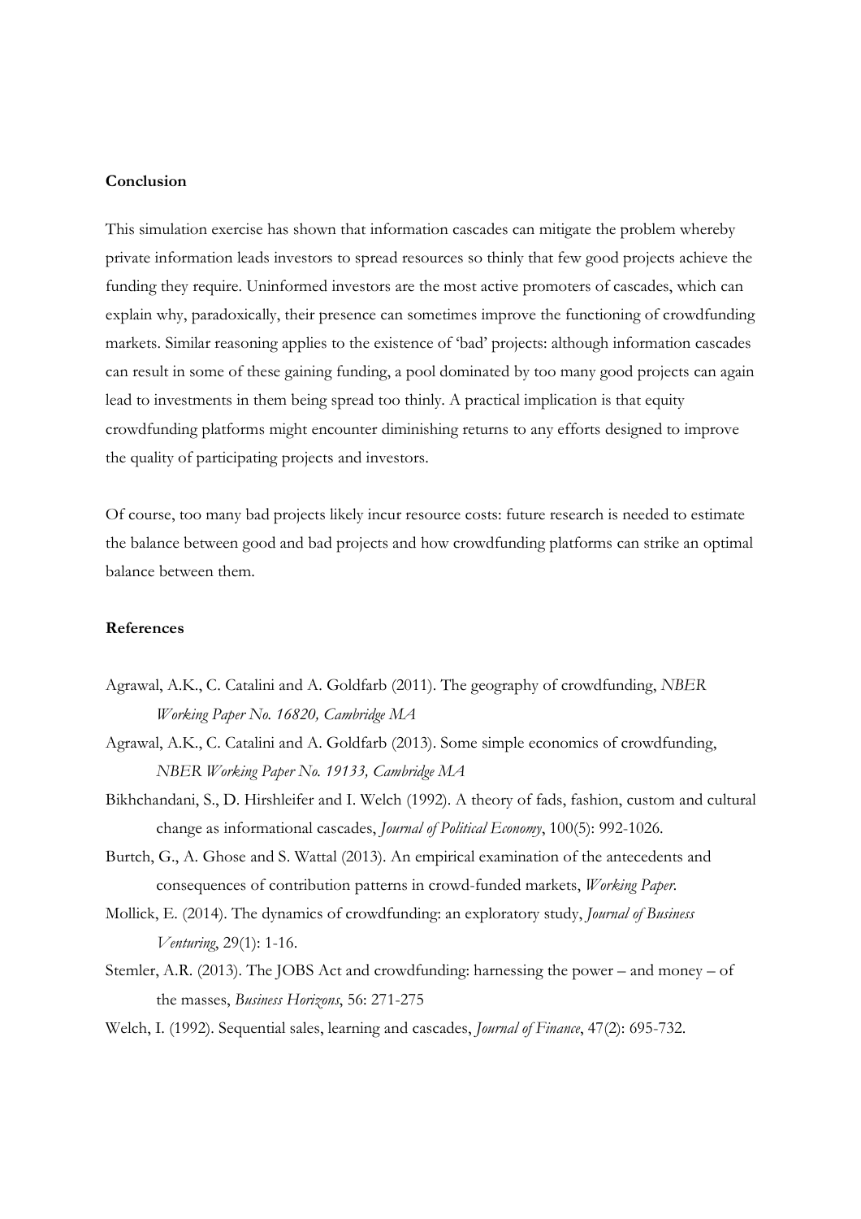**Conclusion**

This simulation exercise has shown that information cascades can mitigate the problem whereby private information leads investors to spread resources so thinly that few good projects achieve the funding they require. Uninformed investors are the most active promoters of cascades, which can explain why, paradoxically, their presence can sometimes improve the functioning of crowdfunding markets. Similar reasoning applies to the existence of 'bad' projects: although information cascades can result in some of these gaining funding, a pool dominated by too many good projects can again lead to investments in them being spread too thinly. A practical implication is that equity crowdfunding platforms might encounter diminishing returns to any efforts designed to improve the quality of participating projects and investors.

Of course, too many bad projects likely incur resource costs: future research is needed to estimate the balance between good and bad projects and how crowdfunding platforms can strike an optimal balance between them.

**References**

Agrawal, A.K., C. Catalini and A. Goldfarb (2011). The geography of crowdfunding, *NBER Working Paper No. 16820, Cambridge MA*

Agrawal, A.K., C. Catalini and A. Goldfarb (2013). Some simple economics of crowdfunding, *NBER Working Paper No. 19133, Cambridge MA*

Bikhchandani, S., D. Hirshleifer and I. Welch (1992). A theory of fads, fashion, custom and cultural change as informational cascades, *Journal of Political Economy*, 100(5): 992-1026.

Burtch, G., A. Ghose and S. Wattal (2013). An empirical examination of the antecedents and consequences of contribution patterns in crowd-funded markets, *Working Paper.*

Mollick, E. (2014). The dynamics of crowdfunding: an exploratory study, *Journal of Business Venturing*, 29(1): 1-16.

Stemler, A.R. (2013). The JOBS Act and crowdfunding: harnessing the power – and money – of the masses, *Business Horizons*, 56: 271-275

Welch, I. (1992). Sequential sales, learning and cascades, *Journal of Finance*, 47(2): 695-732.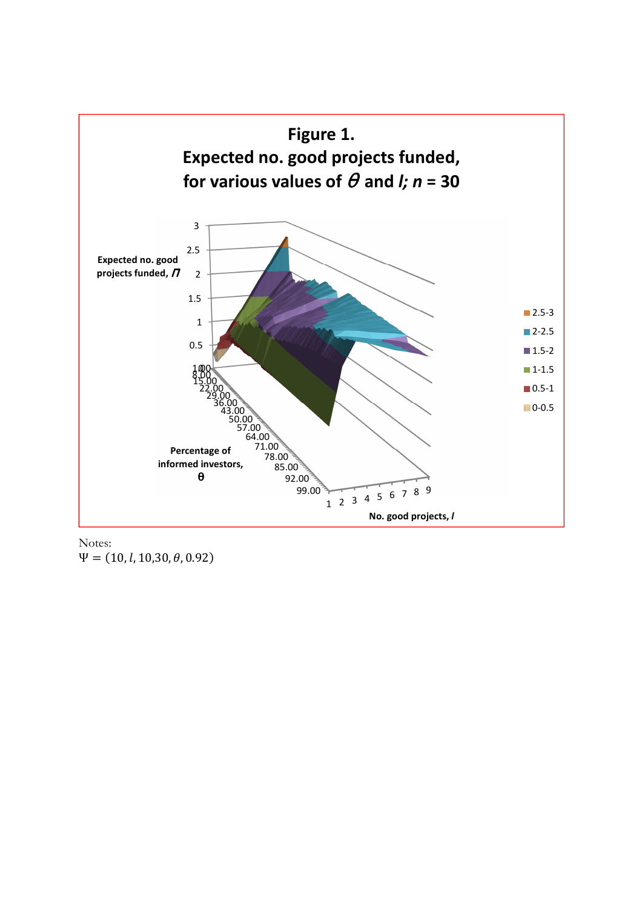# Figure 1.
## Expected no. good projects funded, for various values of $\theta$ and $l$; $n$ = 30

Expected no. good projects funded, $\Pi$

3
2.5
2
1.5
1
0.5

Percentage of informed investors, $\theta$

1.00
8.00
15.00
22.00
29.00
36.00
43.00
50.00
57.00
64.00
71.00
78.00
85.00
92.00
99.00

No. good projects, $l$

1 2 3 4 5 6 7 8 9

- 2.5-3
- 2-2.5
- 1.5-2
- 1-1.5
- 0.5-1
- 0-0.5

Notes:
$\Psi = (10, l, 10, 30, \theta, 0.92)$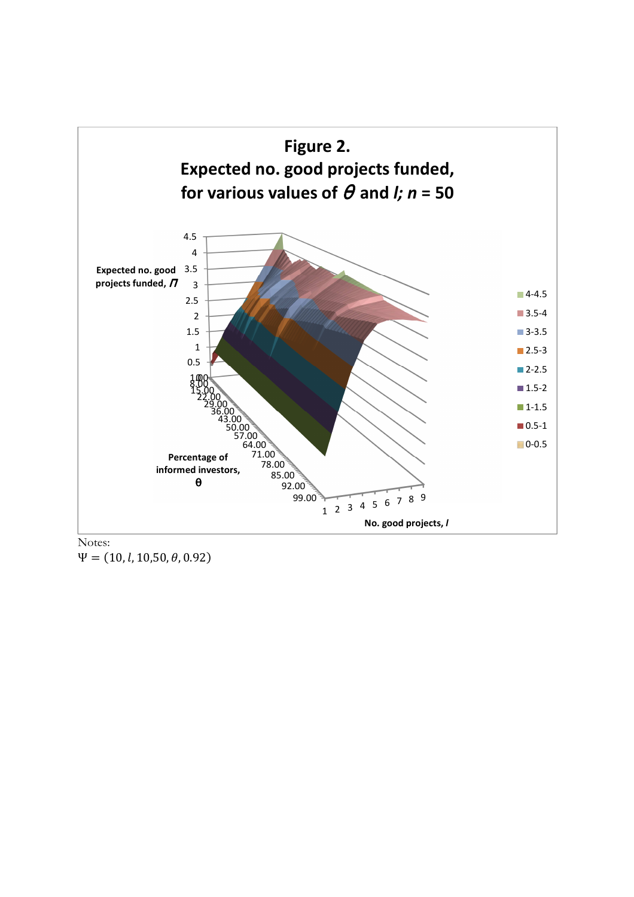**Figure 2.**
**Expected no. good projects funded, for various values of $\theta$ and $l$; $n$ = 50**

Notes:
$\Psi = (10, l, 10{,}50, \theta, 0.92)$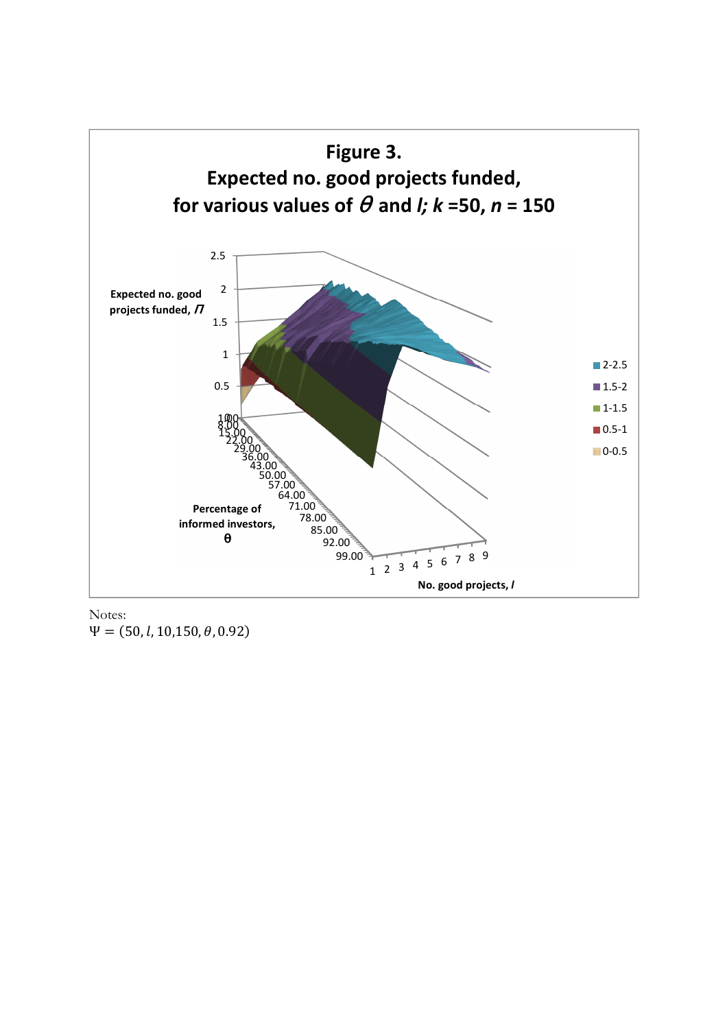**Figure 3.**
**Expected no. good projects funded,**
**for various values of $\theta$ and $l$; $k$ =50, $n$ = 150**

Expected no. good projects funded, $\Pi$

2.5
2
1.5
1
0.5
1.00
8.00
15.00
22.00
29.00
36.00
43.00
50.00
57.00
64.00
71.00
78.00
85.00
92.00
99.00

Percentage of informed investors, θ

1 2 3 4 5 6 7 8 9

No. good projects, $l$

2-2.5
1.5-2
1-1.5
0.5-1
0-0.5

Notes:
$\Psi = (50, l, 10{,}150, \theta, 0.92)$